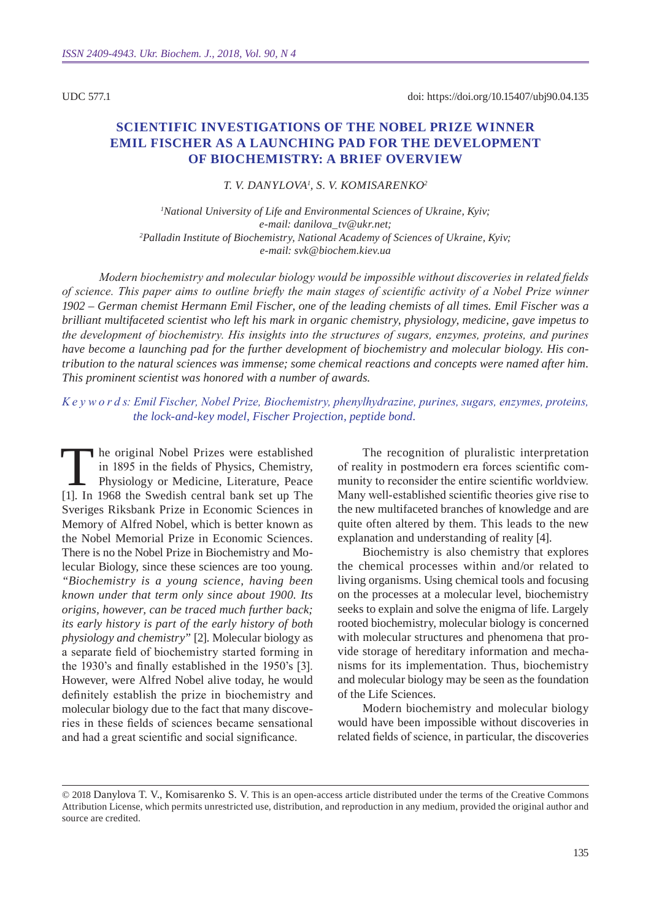UDC 577.1

doi: https://doi.org/10.15407/ubj90.04.135

# SCIENTIFIC INVESTIGATIONS OF THE NOBEL PRIZE WINNER EMIL FISCHER AS A LAUNCHING PAD FOR THE DEVELOPMENT OF BIOCHEMISTRY: A BRIEF OVERVIEW

*T. V. DANYLOVA[1], S. V. KOMISARENKO[2]*

[1]*National University of Life and Environmental Sciences of Ukraine, Kyiv;*
*e-mail: danilova_tv@ukr.net;*
[2]*Palladin Institute of Biochemistry, National Academy of Sciences of Ukraine, Kyiv;*
*e-mail: svk@biochem.kiev.ua*

*Modern biochemistry and molecular biology would be impossible without discoveries in related fields of science. This paper aims to outline briefly the main stages of scientific activity of a Nobel Prize winner 1902 – German chemist Hermann Emil Fischer, one of the leading chemists of all times. Emil Fischer was a brilliant multifaceted scientist who left his mark in organic chemistry, physiology, medicine, gave impetus to the development of biochemistry. His insights into the structures of sugars, enzymes, proteins, and purines have become a launching pad for the further development of biochemistry and molecular biology. His contribution to the natural sciences was immense; some chemical reactions and concepts were named after him. This prominent scientist was honored with a number of awards.*

*Keywords: Emil Fischer, Nobel Prize, Biochemistry, phenylhydrazine, purines, sugars, enzymes, proteins, the lock-and-key model, Fischer Projection, peptide bond.*

The original Nobel Prizes were established in 1895 in the fields of Physics, Chemistry, Physiology or Medicine, Literature, Peace [1]. In 1968 the Swedish central bank set up The Sveriges Riksbank Prize in Economic Sciences in Memory of Alfred Nobel, which is better known as the Nobel Memorial Prize in Economic Sciences. There is no the Nobel Prize in Biochemistry and Molecular Biology, since these sciences are too young. *"Biochemistry is a young science, having been known under that term only since about 1900. Its origins, however, can be traced much further back; its early history is part of the early history of both physiology and chemistry"* [2]. Molecular biology as a separate field of biochemistry started forming in the 1930's and finally established in the 1950's [3]. However, were Alfred Nobel alive today, he would definitely establish the prize in biochemistry and molecular biology due to the fact that many discoveries in these fields of sciences became sensational and had a great scientific and social significance.

The recognition of pluralistic interpretation of reality in postmodern era forces scientific community to reconsider the entire scientific worldview. Many well-established scientific theories give rise to the new multifaceted branches of knowledge and are quite often altered by them. This leads to the new explanation and understanding of reality [4].

Biochemistry is also chemistry that explores the chemical processes within and/or related to living organisms. Using chemical tools and focusing on the processes at a molecular level, biochemistry seeks to explain and solve the enigma of life. Largely rooted biochemistry, molecular biology is concerned with molecular structures and phenomena that provide storage of hereditary information and mechanisms for its implementation. Thus, biochemistry and molecular biology may be seen as the foundation of the Life Sciences.

Modern biochemistry and molecular biology would have been impossible without discoveries in related fields of science, in particular, the discoveries

© 2018 Danylova T. V., Komisarenko S. V. This is an open-access article distributed under the terms of the Creative Commons Attribution License, which permits unrestricted use, distribution, and reproduction in any medium, provided the original author and source are credited.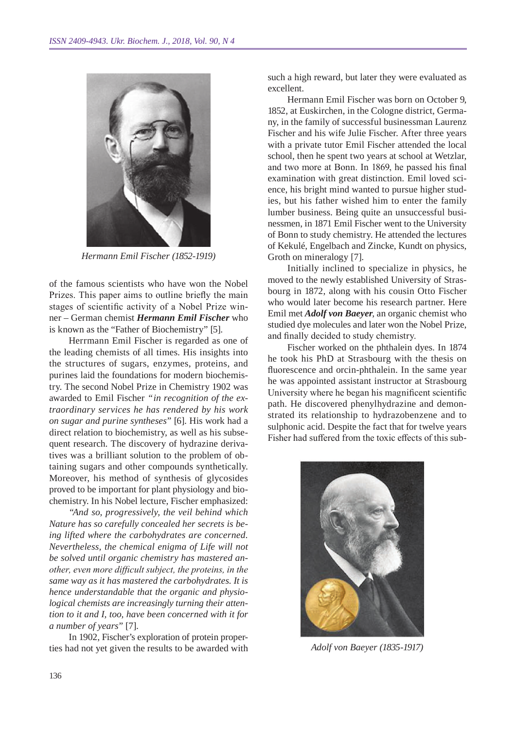Hermann Emil Fischer (1852-1919)

of the famous scientists who have won the Nobel Prizes. This paper aims to outline briefly the main stages of scientific activity of a Nobel Prize winner – German chemist ***Hermann Emil Fischer*** who is known as the "Father of Biochemistry" [5].

Herrmann Emil Fischer is regarded as one of the leading chemists of all times. His insights into the structures of sugars, enzymes, proteins, and purines laid the foundations for modern biochemistry. The second Nobel Prize in Chemistry 1902 was awarded to Emil Fischer *"in recognition of the extraordinary services he has rendered by his work on sugar and purine syntheses"* [6]. His work had a direct relation to biochemistry, as well as his subsequent research. The discovery of hydrazine derivatives was a brilliant solution to the problem of obtaining sugars and other compounds synthetically. Moreover, his method of synthesis of glycosides proved to be important for plant physiology and biochemistry. In his Nobel lecture, Fischer emphasized:

*"And so, progressively, the veil behind which Nature has so carefully concealed her secrets is being lifted where the carbohydrates are concerned. Nevertheless, the chemical enigma of Life will not be solved until organic chemistry has mastered another, even more difficult subject, the proteins, in the same way as it has mastered the carbohydrates. It is hence understandable that the organic and physiological chemists are increasingly turning their attention to it and I, too, have been concerned with it for a number of years"* [7].

In 1902, Fischer's exploration of protein properties had not yet given the results to be awarded with such a high reward, but later they were evaluated as excellent.

Hermann Emil Fischer was born on October 9, 1852, at Euskirchen, in the Cologne district, Germany, in the family of successful businessman Laurenz Fischer and his wife Julie Fischer. After three years with a private tutor Emil Fischer attended the local school, then he spent two years at school at Wetzlar, and two more at Bonn. In 1869, he passed his final examination with great distinction. Emil loved science, his bright mind wanted to pursue higher studies, but his father wished him to enter the family lumber business. Being quite an unsuccessful businessmen, in 1871 Emil Fischer went to the University of Bonn to study chemistry. He attended the lectures of Kekulé, Engelbach and Zincke, Kundt on physics, Groth on mineralogy [7].

Initially inclined to specialize in physics, he moved to the newly established University of Strasbourg in 1872, along with his cousin Otto Fischer who would later become his research partner. Here Emil met ***Adolf von Baeyer***, an organic chemist who studied dye molecules and later won the Nobel Prize, and finally decided to study chemistry.

Fischer worked on the phthalein dyes. In 1874 he took his PhD at Strasbourg with the thesis on fluorescence and orcin-phthalein. In the same year he was appointed assistant instructor at Strasbourg University where he began his magnificent scientific path. He discovered phenylhydrazine and demonstrated its relationship to hydrazobenzene and to sulphonic acid. Despite the fact that for twelve years Fisher had suffered from the toxic effects of this sub-

Adolf von Baeyer (1835-1917)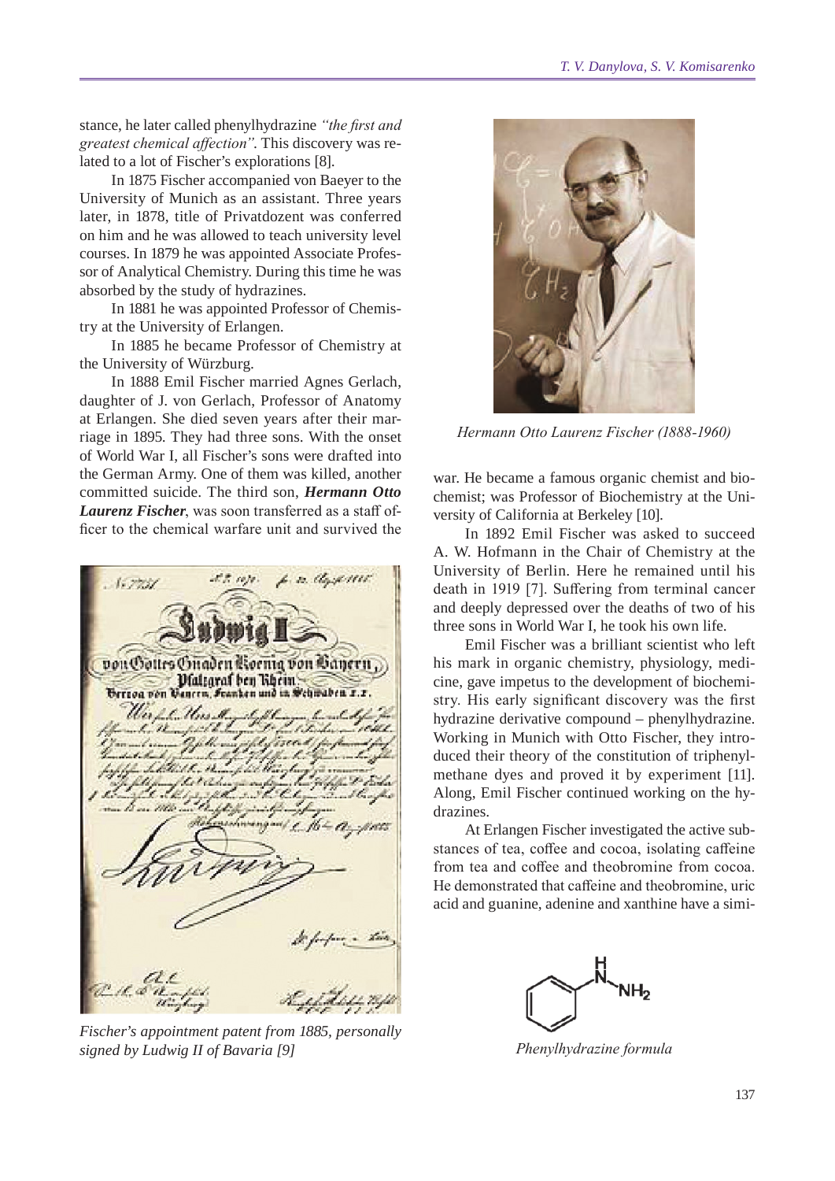stance, he later called phenylhydrazine *"the first and greatest chemical affection"*. This discovery was related to a lot of Fischer's explorations [8].

In 1875 Fischer accompanied von Baeyer to the University of Munich as an assistant. Three years later, in 1878, title of Privatdozent was conferred on him and he was allowed to teach university level courses. In 1879 he was appointed Associate Professor of Analytical Chemistry. During this time he was absorbed by the study of hydrazines.

In 1881 he was appointed Professor of Chemistry at the University of Erlangen.

In 1885 he became Professor of Chemistry at the University of Würzburg.

In 1888 Emil Fischer married Agnes Gerlach, daughter of J. von Gerlach, Professor of Anatomy at Erlangen. She died seven years after their marriage in 1895. They had three sons. With the onset of World War I, all Fischer's sons were drafted into the German Army. One of them was killed, another committed suicide. The third son, ***Hermann Otto Laurenz Fischer***, was soon transferred as a staff officer to the chemical warfare unit and survived the war. He became a famous organic chemist and biochemist; was Professor of Biochemistry at the University of California at Berkeley [10].

*Fischer's appointment patent from 1885, personally signed by Ludwig II of Bavaria [9]*

*Hermann Otto Laurenz Fischer (1888-1960)*

In 1892 Emil Fischer was asked to succeed A. W. Hofmann in the Chair of Chemistry at the University of Berlin. Here he remained until his death in 1919 [7]. Suffering from terminal cancer and deeply depressed over the deaths of two of his three sons in World War I, he took his own life.

Emil Fischer was a brilliant scientist who left his mark in organic chemistry, physiology, medicine, gave impetus to the development of biochemistry. His early significant discovery was the first hydrazine derivative compound – phenylhydrazine. Working in Munich with Otto Fischer, they introduced their theory of the constitution of triphenylmethane dyes and proved it by experiment [11]. Along, Emil Fischer continued working on the hydrazines.

At Erlangen Fischer investigated the active substances of tea, coffee and cocoa, isolating caffeine from tea and coffee and theobromine from cocoa. He demonstrated that caffeine and theobromine, uric acid and guanine, adenine and xanthine have a simi-

*Phenylhydrazine formula*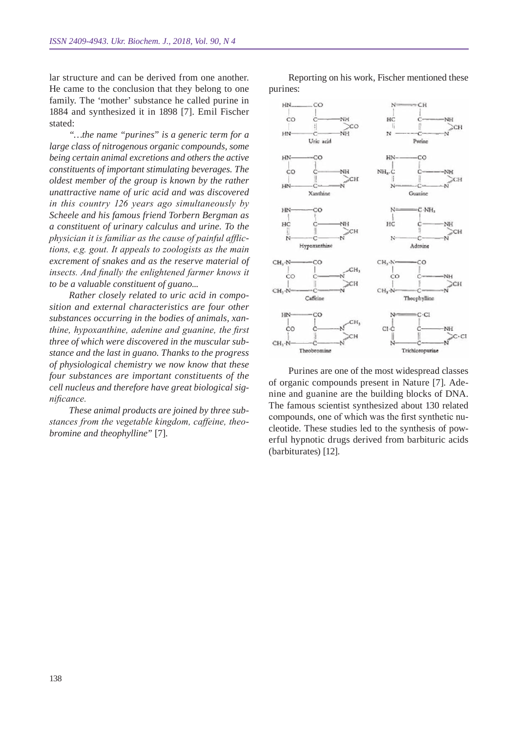lar structure and can be derived from one another. He came to the conclusion that they belong to one family. The 'mother' substance he called purine in 1884 and synthesized it in 1898 [7]. Emil Fischer stated:

*"…the name "purines" is a generic term for a large class of nitrogenous organic compounds, some being certain animal excretions and others the active constituents of important stimulating beverages. The oldest member of the group is known by the rather unattractive name of uric acid and was discovered in this country 126 years ago simultaneously by Scheele and his famous friend Torbern Bergman as a constituent of urinary calculus and urine. To the physician it is familiar as the cause of painful afflictions, e.g. gout. It appeals to zoologists as the main excrement of snakes and as the reserve material of insects. And finally the enlightened farmer knows it to be a valuable constituent of guano...*

*Rather closely related to uric acid in composition and external characteristics are four other substances occurring in the bodies of animals, xanthine, hypoxanthine, adenine and guanine, the first three of which were discovered in the muscular substance and the last in guano. Thanks to the progress of physiological chemistry we now know that these four substances are important constituents of the cell nucleus and therefore have great biological significance.*

*These animal products are joined by three substances from the vegetable kingdom, caffeine, theobromine and theophylline"* [7].

Reporting on his work, Fischer mentioned these purines:

Uric acid  Purine

Xanthine  Guanine

Hypoxanthine  Adenine

Caffeine  Theophylline

Theobromine  Trichloropurine

Purines are one of the most widespread classes of organic compounds present in Nature [7]. Adenine and guanine are the building blocks of DNA. The famous scientist synthesized about 130 related compounds, one of which was the first synthetic nucleotide. These studies led to the synthesis of powerful hypnotic drugs derived from barbituric acids (barbiturates) [12].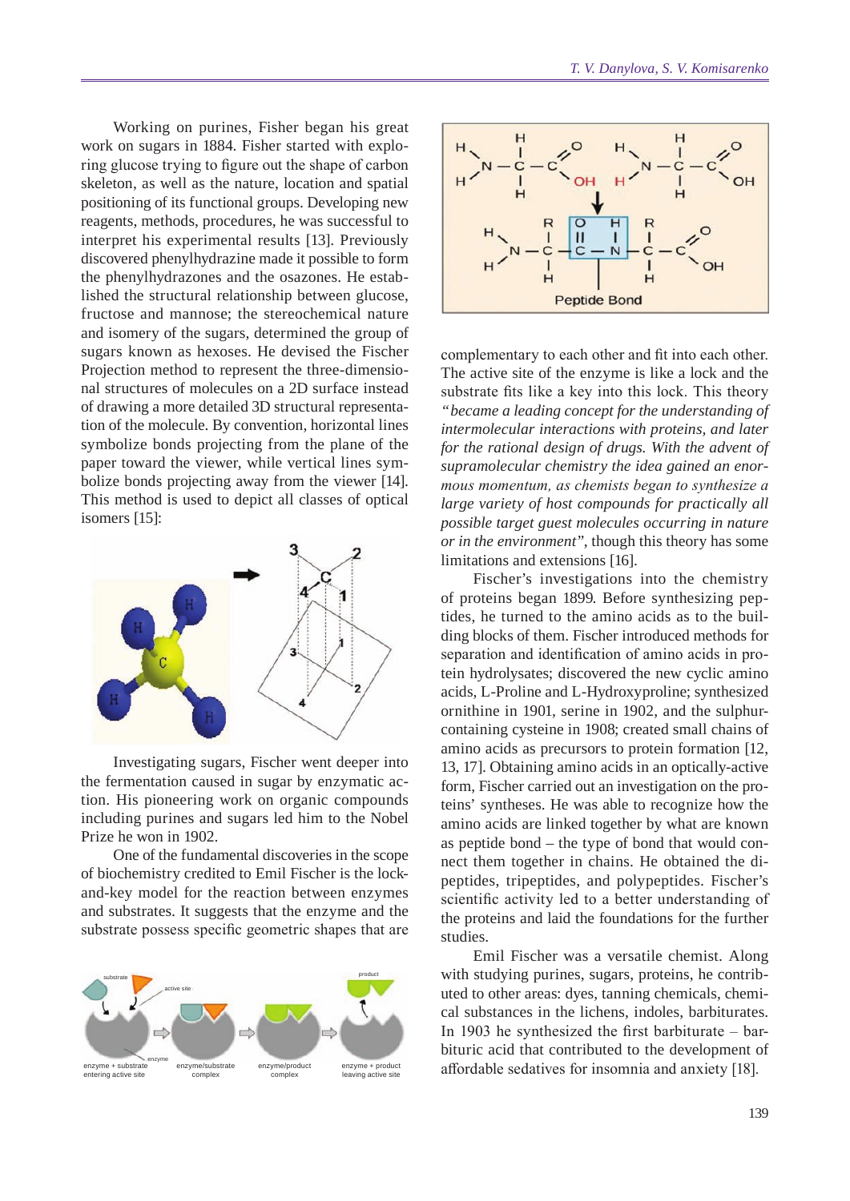Working on purines, Fisher began his great work on sugars in 1884. Fisher started with exploring glucose trying to figure out the shape of carbon skeleton, as well as the nature, location and spatial positioning of its functional groups. Developing new reagents, methods, procedures, he was successful to interpret his experimental results [13]. Previously discovered phenylhydrazine made it possible to form the phenylhydrazones and the osazones. He established the structural relationship between glucose, fructose and mannose; the stereochemical nature and isomery of the sugars, determined the group of sugars known as hexoses. He devised the Fischer Projection method to represent the three-dimensional structures of molecules on a 2D surface instead of drawing a more detailed 3D structural representation of the molecule. By convention, horizontal lines symbolize bonds projecting from the plane of the paper toward the viewer, while vertical lines symbolize bonds projecting away from the viewer [14]. This method is used to depict all classes of optical isomers [15]:

Investigating sugars, Fischer went deeper into the fermentation caused in sugar by enzymatic action. His pioneering work on organic compounds including purines and sugars led him to the Nobel Prize he won in 1902.

One of the fundamental discoveries in the scope of biochemistry credited to Emil Fischer is the lock-and-key model for the reaction between enzymes and substrates. It suggests that the enzyme and the substrate possess specific geometric shapes that are complementary to each other and fit into each other. The active site of the enzyme is like a lock and the substrate fits like a key into this lock. This theory *"became a leading concept for the understanding of intermolecular interactions with proteins, and later for the rational design of drugs. With the advent of supramolecular chemistry the idea gained an enormous momentum, as chemists began to synthesize a large variety of host compounds for practically all possible target guest molecules occurring in nature or in the environment"*, though this theory has some limitations and extensions [16].

Fischer's investigations into the chemistry of proteins began 1899. Before synthesizing peptides, he turned to the amino acids as to the building blocks of them. Fischer introduced methods for separation and identification of amino acids in protein hydrolysates; discovered the new cyclic amino acids, L-Proline and L-Hydroxyproline; synthesized ornithine in 1901, serine in 1902, and the sulphur-containing cysteine in 1908; created small chains of amino acids as precursors to protein formation [12, 13, 17]. Obtaining amino acids in an optically-active form, Fischer carried out an investigation on the proteins' syntheses. He was able to recognize how the amino acids are linked together by what are known as peptide bond – the type of bond that would connect them together in chains. He obtained the dipeptides, tripeptides, and polypeptides. Fischer's scientific activity led to a better understanding of the proteins and laid the foundations for the further studies.

Emil Fischer was a versatile chemist. Along with studying purines, sugars, proteins, he contributed to other areas: dyes, tanning chemicals, chemical substances in the lichens, indoles, barbiturates. In 1903 he synthesized the first barbiturate – barbituric acid that contributed to the development of affordable sedatives for insomnia and anxiety [18].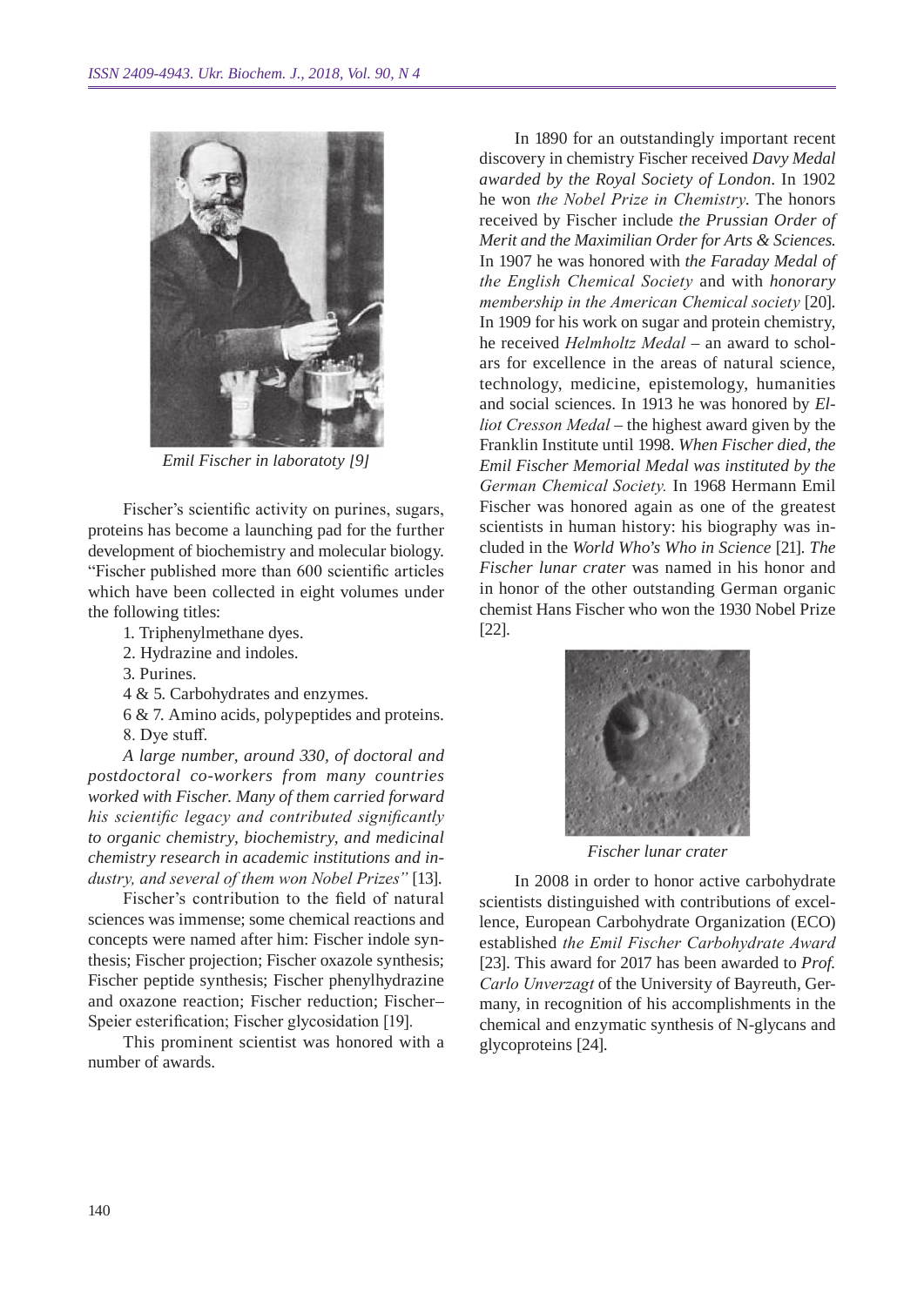Emil Fischer in laboratoty [9]

Fischer's scientific activity on purines, sugars, proteins has become a launching pad for the further development of biochemistry and molecular biology. "Fischer published more than 600 scientific articles which have been collected in eight volumes under the following titles:

1. Triphenylmethane dyes.
2. Hydrazine and indoles.
3. Purines.
4 & 5. Carbohydrates and enzymes.
6 & 7. Amino acids, polypeptides and proteins.
8. Dye stuff.

*A large number, around 330, of doctoral and postdoctoral co-workers from many countries worked with Fischer. Many of them carried forward his scientific legacy and contributed significantly to organic chemistry, biochemistry, and medicinal chemistry research in academic institutions and industry, and several of them won Nobel Prizes"* [13].

Fischer's contribution to the field of natural sciences was immense; some chemical reactions and concepts were named after him: Fischer indole synthesis; Fischer projection; Fischer oxazole synthesis; Fischer peptide synthesis; Fischer phenylhydrazine and oxazone reaction; Fischer reduction; Fischer–Speier esterification; Fischer glycosidation [19].

This prominent scientist was honored with a number of awards.

In 1890 for an outstandingly important recent discovery in chemistry Fischer received *Davy Medal awarded by the Royal Society of London*. In 1902 he won *the Nobel Prize in Chemistry*. The honors received by Fischer include *the Prussian Order of Merit and the Maximilian Order for Arts & Sciences.* In 1907 he was honored with *the Faraday Medal of the English Chemical Society* and with *honorary membership in the American Chemical society* [20]. In 1909 for his work on sugar and protein chemistry, he received *Helmholtz Medal* – an award to scholars for excellence in the areas of natural science, technology, medicine, epistemology, humanities and social sciences. In 1913 he was honored by *Elliot Cresson Medal* – the highest award given by the Franklin Institute until 1998. *When Fischer died, the Emil Fischer Memorial Medal was instituted by the German Chemical Society.* In 1968 Hermann Emil Fischer was honored again as one of the greatest scientists in human history: his biography was included in the *World Who's Who in Science* [21]. *The Fischer lunar crater* was named in his honor and in honor of the other outstanding German organic chemist Hans Fischer who won the 1930 Nobel Prize [22].

Fischer lunar crater

In 2008 in order to honor active carbohydrate scientists distinguished with contributions of excellence, European Carbohydrate Organization (ECO) established *the Emil Fischer Carbohydrate Award* [23]. This award for 2017 has been awarded to *Prof. Carlo Unverzagt* of the University of Bayreuth, Germany, in recognition of his accomplishments in the chemical and enzymatic synthesis of N-glycans and glycoproteins [24].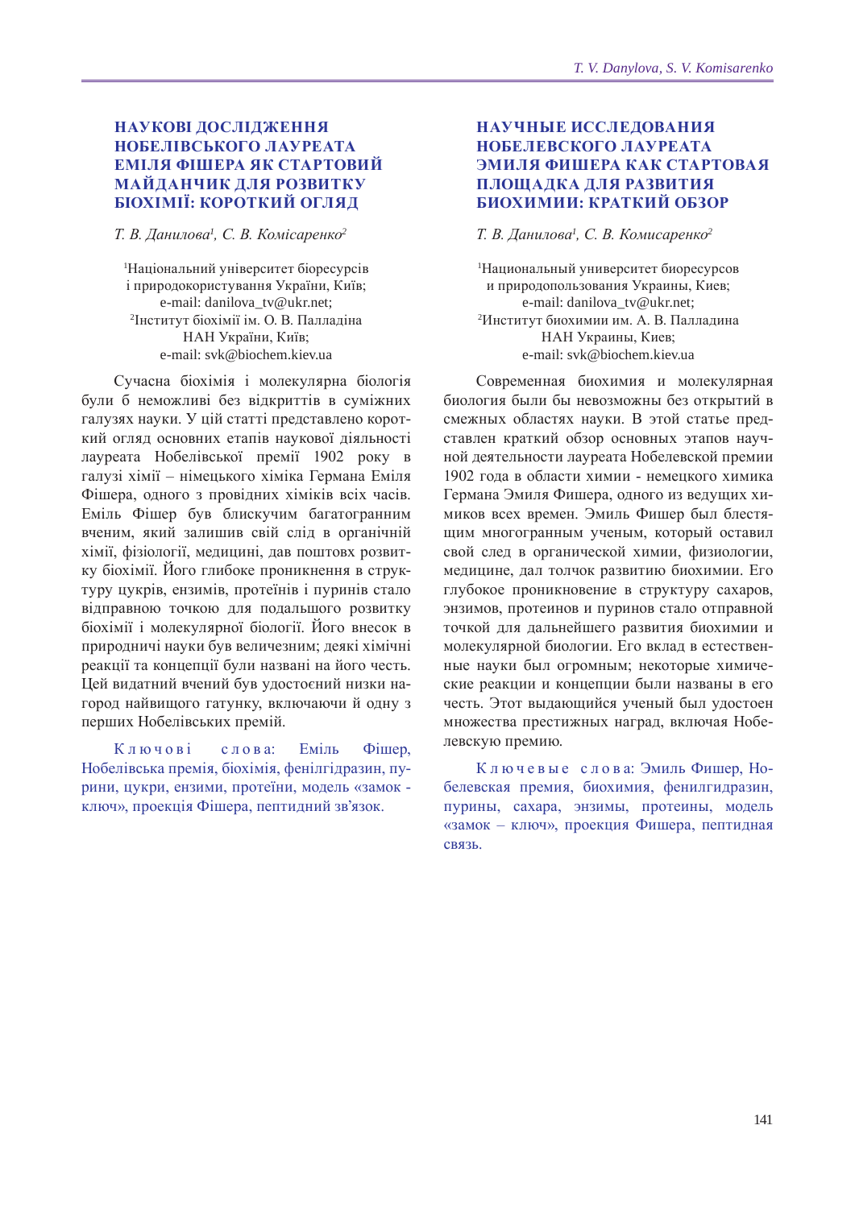## НАУКОВІ ДОСЛІДЖЕННЯ НОБЕЛІВСЬКОГО ЛАУРЕАТА ЕМІЛЯ ФІШЕРА ЯК СТАРТОВИЙ МАЙДАНЧИК ДЛЯ РОЗВИТКУ БІОХІМІЇ: КОРОТКИЙ ОГЛЯД

*Т. В. Данилова*[1], *С. В. Комісаренко*[2]

[1]Національний університет біоресурсів і природокористування України, Київ;
e-mail: danilova_tv@ukr.net;
[2]Інститут біохімії ім. О. В. Палладіна НАН України, Київ;
e-mail: svk@biochem.kiev.ua

Сучасна біохімія і молекулярна біологія були б неможливі без відкриттів в суміжних галузях науки. У цій статті представлено короткий огляд основних етапів наукової діяльності лауреата Нобелівської премії 1902 року в галузі хімії – німецького хіміка Германа Еміля Фішера, одного з провідних хіміків всіх часів. Еміль Фішер був блискучим багатогранним вченим, який залишив свій слід в органічній хімії, фізіології, медицині, дав поштовх розвитку біохімії. Його глибоке проникнення в структуру цукрів, ензимів, протеїнів і пуринів стало відправною точкою для подальшого розвитку біохімії і молекулярної біології. Його внесок в природничі науки був величезним; деякі хімічні реакції та концепції були названі на його честь. Цей видатний вчений був удостоєний низки нагород найвищого гатунку, включаючи й одну з перших Нобелівських премій.

Ключові слова: Еміль Фішер, Нобелівська премія, біохімія, фенілгідразин, пурини, цукри, ензими, протеїни, модель «замок - ключ», проекція Фішера, пептидний зв'язок.

## НАУЧНЫЕ ИССЛЕДОВАНИЯ НОБЕЛЕВСКОГО ЛАУРЕАТА ЭМИЛЯ ФИШЕРА КАК СТАРТОВАЯ ПЛОЩАДКА ДЛЯ РАЗВИТИЯ БИОХИМИИ: КРАТКИЙ ОБЗОР

*Т. В. Данилова*[1], *С. В. Комисаренко*[2]

[1]Национальный университет биоресурсов и природопользования Украины, Киев;
e-mail: danilova_tv@ukr.net;
[2]Институт биохимии им. А. В. Палладина НАН Украины, Киев;
e-mail: svk@biochem.kiev.ua

Современная биохимия и молекулярная биология были бы невозможны без открытий в смежных областях науки. В этой статье представлен краткий обзор основных этапов научной деятельности лауреата Нобелевской премии 1902 года в области химии - немецкого химика Германа Эмиля Фишера, одного из ведущих химиков всех времен. Эмиль Фишер был блестящим многогранным ученым, который оставил свой след в органической химии, физиологии, медицине, дал толчок развитию биохимии. Его глубокое проникновение в структуру сахаров, энзимов, протеинов и пуринов стало отправной точкой для дальнейшего развития биохимии и молекулярной биологии. Его вклад в естественные науки был огромным; некоторые химические реакции и концепции были названы в его честь. Этот выдающийся ученый был удостоен множества престижных наград, включая Нобелевскую премию.

Ключевые слова: Эмиль Фишер, Нобелевская премия, биохимия, фенилгидразин, пурины, сахара, энзимы, протеины, модель «замок – ключ», проекция Фишера, пептидная связь.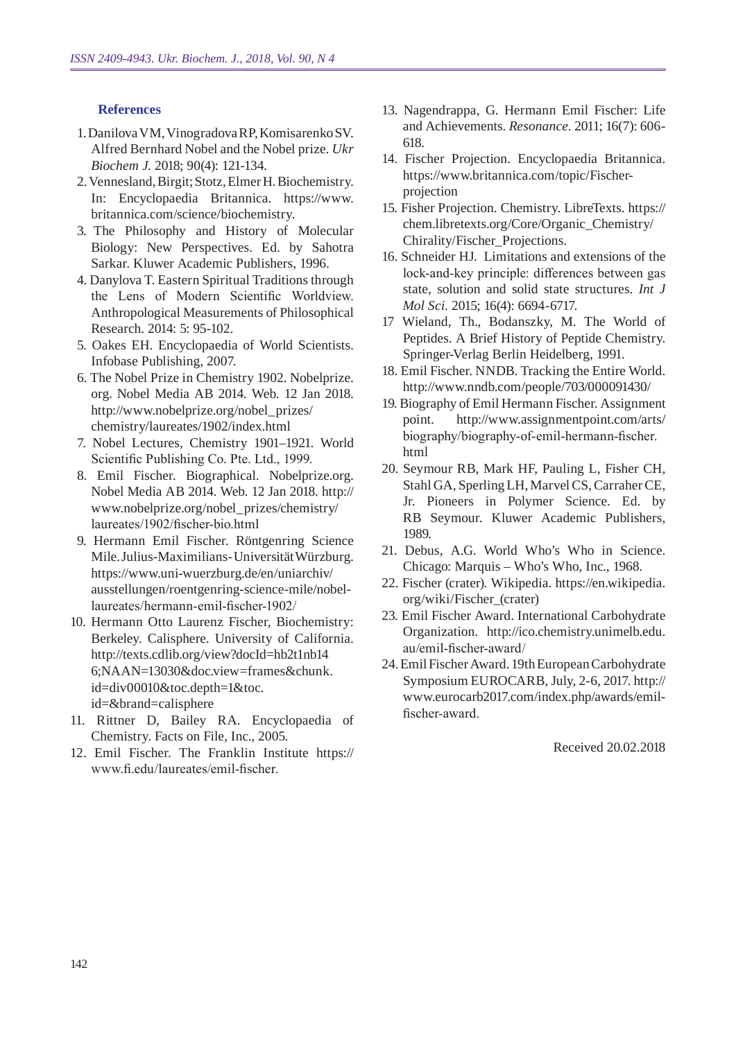### References

1. Danilova VM, Vinogradova RP, Komisarenko SV. Alfred Bernhard Nobel and the Nobel prize. *Ukr Biochem J.* 2018; 90(4): 121-134.
2. Vennesland, Birgit; Stotz, Elmer H. Biochemistry. In: Encyclopaedia Britannica. https://www.britannica.com/science/biochemistry.
3. The Philosophy and History of Molecular Biology: New Perspectives. Ed. by Sahotra Sarkar. Kluwer Academic Publishers, 1996.
4. Danylova T. Eastern Spiritual Traditions through the Lens of Modern Scientific Worldview. Anthropological Measurements of Philosophical Research. 2014: 5: 95-102.
5. Oakes EH. Encyclopaedia of World Scientists. Infobase Publishing, 2007.
6. The Nobel Prize in Chemistry 1902. Nobelprize.org. Nobel Media AB 2014. Web. 12 Jan 2018. http://www.nobelprize.org/nobel_prizes/chemistry/laureates/1902/index.html
7. Nobel Lectures, Chemistry 1901–1921. World Scientific Publishing Co. Pte. Ltd., 1999.
8. Emil Fischer. Biographical. Nobelprize.org. Nobel Media AB 2014. Web. 12 Jan 2018. http://www.nobelprize.org/nobel_prizes/chemistry/laureates/1902/fischer-bio.html
9. Hermann Emil Fischer. Röntgenring Science Mile. Julius-Maximilians-Universität Würzburg. https://www.uni-wuerzburg.de/en/uniarchiv/ausstellungen/roentgenring-science-mile/nobel-laureates/hermann-emil-fischer-1902/
10. Hermann Otto Laurenz Fischer, Biochemistry: Berkeley. Calisphere. University of California. http://texts.cdlib.org/view?docId=hb2t1nb146;NAAN=13030&doc.view=frames&chunk.id=div00010&toc.depth=1&toc.id=&brand=calisphere
11. Rittner D, Bailey RA. Encyclopaedia of Chemistry. Facts on File, Inc., 2005.
12. Emil Fischer. The Franklin Institute https://www.fi.edu/laureates/emil-fischer.
13. Nagendrappa, G. Hermann Emil Fischer: Life and Achievements. *Resonance.* 2011; 16(7): 606-618.
14. Fischer Projection. Encyclopaedia Britannica. https://www.britannica.com/topic/Fischer-projection
15. Fisher Projection. Chemistry. LibreTexts. https://chem.libretexts.org/Core/Organic_Chemistry/Chirality/Fischer_Projections.
16. Schneider HJ. Limitations and extensions of the lock-and-key principle: differences between gas state, solution and solid state structures. *Int J Mol Sci.* 2015; 16(4): 6694-6717.
17. Wieland, Th., Bodanszky, M. The World of Peptides. A Brief History of Peptide Chemistry. Springer-Verlag Berlin Heidelberg, 1991.
18. Emil Fischer. NNDB. Tracking the Entire World. http://www.nndb.com/people/703/000091430/
19. Biography of Emil Hermann Fischer. Assignment point. http://www.assignmentpoint.com/arts/biography/biography-of-emil-hermann-fischer.html
20. Seymour RB, Mark HF, Pauling L, Fisher CH, Stahl GA, Sperling LH, Marvel CS, Carraher CE, Jr. Pioneers in Polymer Science. Ed. by RB Seymour. Kluwer Academic Publishers, 1989.
21. Debus, A.G. World Who's Who in Science. Chicago: Marquis – Who's Who, Inc., 1968.
22. Fischer (crater). Wikipedia. https://en.wikipedia.org/wiki/Fischer_(crater)
23. Emil Fischer Award. International Carbohydrate Organization. http://ico.chemistry.unimelb.edu.au/emil-fischer-award/
24. Emil Fischer Award. 19th European Carbohydrate Symposium EUROCARB, July, 2-6, 2017. http://www.eurocarb2017.com/index.php/awards/emil-fischer-award.

Received 20.02.2018